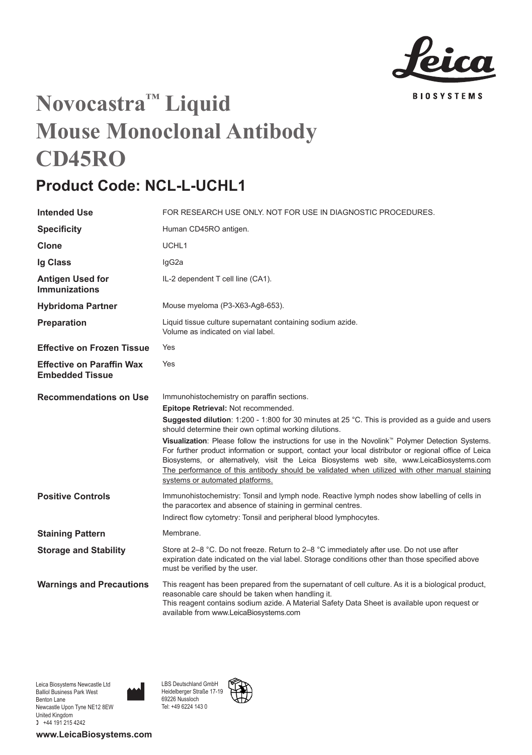# Novocastra™ Liquid Mouse Monoclonal Antibody CD45RO

## Product Code: NCL-L-UCHL1

| | |
|---|---|
| **Intended Use** | FOR RESEARCH USE ONLY. NOT FOR USE IN DIAGNOSTIC PROCEDURES. |
| **Specificity** | Human CD45RO antigen. |
| **Clone** | UCHL1 |
| **Ig Class** | IgG2a |
| **Antigen Used for Immunizations** | IL-2 dependent T cell line (CA1). |
| **Hybridoma Partner** | Mouse myeloma (P3-X63-Ag8-653). |
| **Preparation** | Liquid tissue culture supernatant containing sodium azide. Volume as indicated on vial label. |
| **Effective on Frozen Tissue** | Yes |
| **Effective on Paraffin Wax Embedded Tissue** | Yes |
| **Recommendations on Use** | Immunohistochemistry on paraffin sections.<br>**Epitope Retrieval:** Not recommended.<br>**Suggested dilution**: 1:200 - 1:800 for 30 minutes at 25 °C. This is provided as a guide and users should determine their own optimal working dilutions.<br>**Visualization**: Please follow the instructions for use in the Novolink™ Polymer Detection Systems. For further product information or support, contact your local distributor or regional office of Leica Biosystems, or alternatively, visit the Leica Biosystems web site, www.LeicaBiosystems.com The performance of this antibody should be validated when utilized with other manual staining systems or automated platforms. |
| **Positive Controls** | Immunohistochemistry: Tonsil and lymph node. Reactive lymph nodes show labelling of cells in the paracortex and absence of staining in germinal centres.<br>Indirect flow cytometry: Tonsil and peripheral blood lymphocytes. |
| **Staining Pattern** | Membrane. |
| **Storage and Stability** | Store at 2–8 °C. Do not freeze. Return to 2–8 °C immediately after use. Do not use after expiration date indicated on the vial label. Storage conditions other than those specified above must be verified by the user. |
| **Warnings and Precautions** | This reagent has been prepared from the supernatant of cell culture. As it is a biological product, reasonable care should be taken when handling it.<br>This reagent contains sodium azide. A Material Safety Data Sheet is available upon request or available from www.LeicaBiosystems.com |

Leica Biosystems Newcastle Ltd
Balliol Business Park West
Benton Lane
Newcastle Upon Tyne NE12 8EW
United Kingdom
+44 191 215 4242

LBS Deutschland GmbH
Heidelberger Straße 17-19
69226 Nussloch
Tel: +49 6224 143 0

www.LeicaBiosystems.com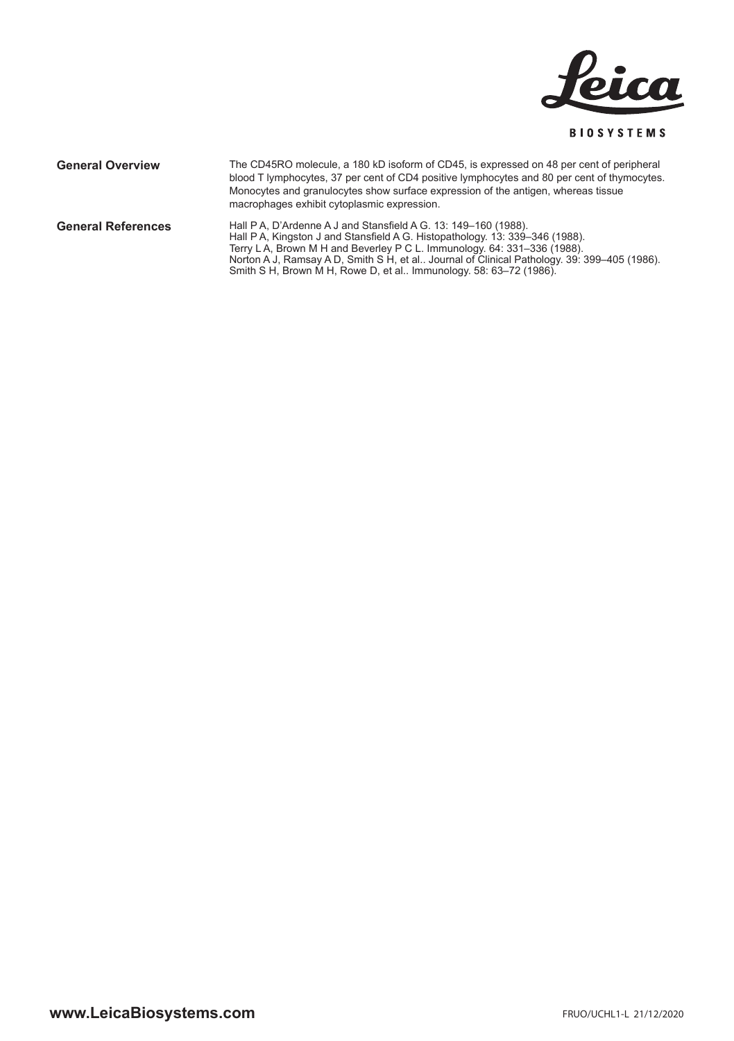**General Overview**

The CD45RO molecule, a 180 kD isoform of CD45, is expressed on 48 per cent of peripheral blood T lymphocytes, 37 per cent of CD4 positive lymphocytes and 80 per cent of thymocytes. Monocytes and granulocytes show surface expression of the antigen, whereas tissue macrophages exhibit cytoplasmic expression.

**General References**

Hall P A, D'Ardenne A J and Stansfield A G. 13: 149–160 (1988).
Hall P A, Kingston J and Stansfield A G. Histopathology. 13: 339–346 (1988).
Terry L A, Brown M H and Beverley P C L. Immunology. 64: 331–336 (1988).
Norton A J, Ramsay A D, Smith S H, et al.. Journal of Clinical Pathology. 39: 399–405 (1986).
Smith S H, Brown M H, Rowe D, et al.. Immunology. 58: 63–72 (1986).

www.LeicaBiosystems.com

FRUO/UCHL1-L 21/12/2020